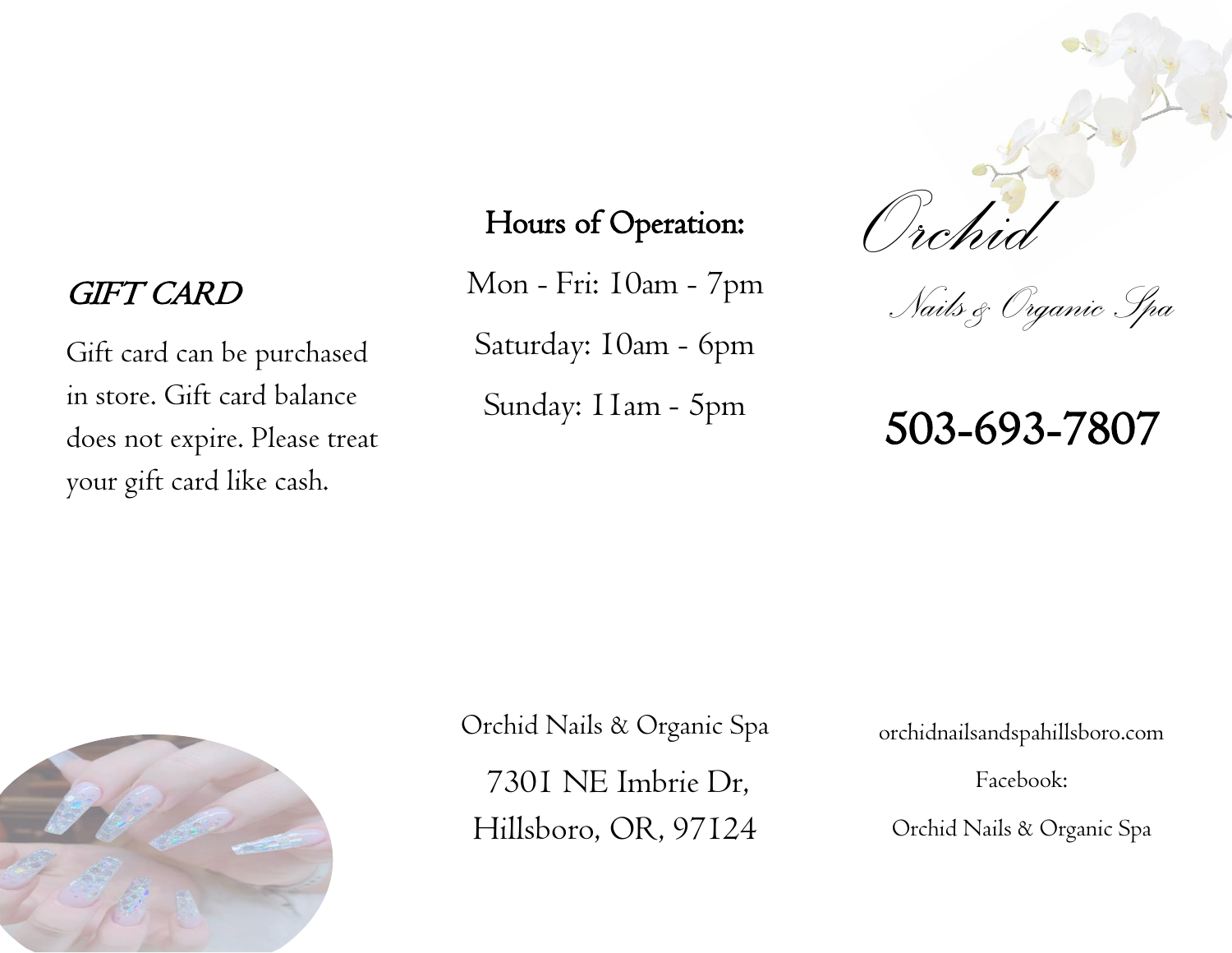## *GIFT CARD*

Gift card can be purchased in store. Gift card balance does not expire. Please treat your gift card like cash.

## Hours of Operation:

Mon - Fri: 10am - 7pm

Saturday: 10am - 6pm

Sunday: 11am - 5pm

Orchid Nails & Organic Spa

7301 NE Imbrie Dr,
Hillsboro, OR, 97124

# *Orchid*

*Nails & Organic Spa*

## 503-693-7807

orchidnailsandspahillsboro.com

Facebook:

Orchid Nails & Organic Spa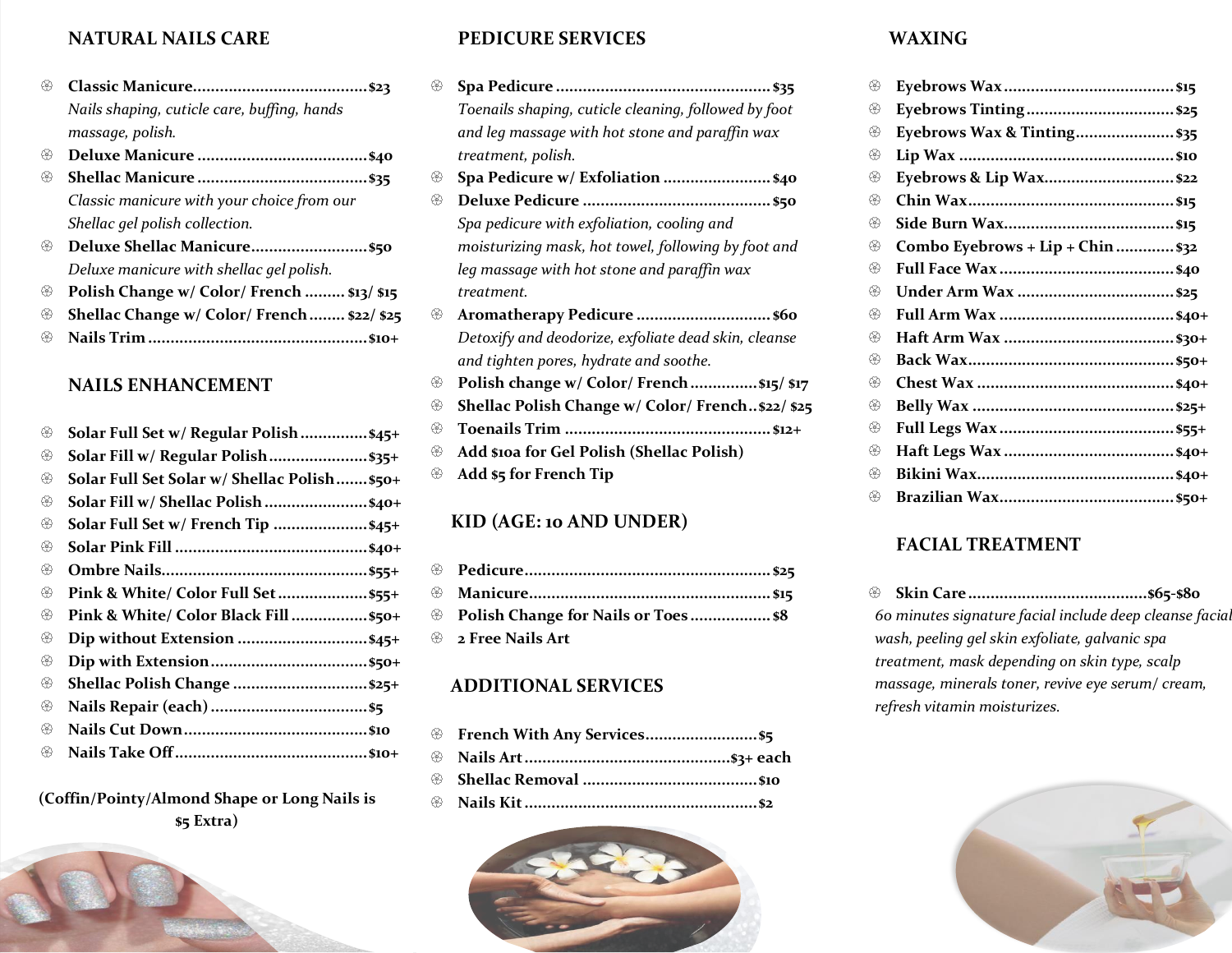## NATURAL NAILS CARE

- **Classic Manicure........................................$23**
  *Nails shaping, cuticle care, buffing, hands massage, polish.*
- **Deluxe Manicure ......................................$40**
- **Shellac Manicure ......................................$35**
  *Classic manicure with your choice from our Shellac gel polish collection.*
- **Deluxe Shellac Manicure..........................$50**
  *Deluxe manicure with shellac gel polish.*
- **Polish Change w/ Color/ French ......... $13/ $15**
- **Shellac Change w/ Color/ French........ $22/ $25**
- **Nails Trim ..................................................$10+**

## NAILS ENHANCEMENT

- **Solar Full Set w/ Regular Polish ...............$45+**
- **Solar Fill w/ Regular Polish......................$35+**
- **Solar Full Set Solar w/ Shellac Polish.......$50+**
- **Solar Fill w/ Shellac Polish .......................$40+**
- **Solar Full Set w/ French Tip .....................$45+**
- **Solar Pink Fill ...........................................$40+**
- **Ombre Nails..............................................$55+**
- **Pink & White/ Color Full Set ....................$55+**
- **Pink & White/ Color Black Fill .................$50+**
- **Dip without Extension .............................$45+**
- **Dip with Extension...................................$50+**
- **Shellac Polish Change ..............................$25+**
- **Nails Repair (each) ...................................$5**
- **Nails Cut Down.........................................$10**
- **Nails Take Off...........................................$10+**

**(Coffin/Pointy/Almond Shape or Long Nails is $5 Extra)**

## PEDICURE SERVICES

- **Spa Pedicure ................................................$35**
  *Toenails shaping, cuticle cleaning, followed by foot and leg massage with hot stone and paraffin wax treatment, polish.*
- **Spa Pedicure w/ Exfoliation ........................$40**
- **Deluxe Pedicure ..........................................$50**
  *Spa pedicure with exfoliation, cooling and moisturizing mask, hot towel, following by foot and leg massage with hot stone and paraffin wax treatment.*
- **Aromatherapy Pedicure .............................$60**
  *Detoxify and deodorize, exfoliate dead skin, cleanse and tighten pores, hydrate and soothe.*
- **Polish change w/ Color/ French ...............$15/ $17**
- **Shellac Polish Change w/ Color/ French..$22/ $25**
- **Toenails Trim ..............................................$12+**
- **Add $10a for Gel Polish (Shellac Polish)**
- **Add $5 for French Tip**

## KID (AGE: 10 AND UNDER)

- **Pedicure.......................................................$25**
- **Manicure......................................................$15**
- **Polish Change for Nails or Toes ..................$8**
- **2 Free Nails Art**

## ADDITIONAL SERVICES

- **French With Any Services.........................$5**
- **Nails Art..............................................$3+ each**
- **Shellac Removal .......................................$10**
- **Nails Kit ....................................................$2**

## WAXING

- **Eyebrows Wax......................................$15**
- **Eyebrows Tinting.................................$25**
- **Eyebrows Wax & Tinting......................$35**
- **Lip Wax ................................................$10**
- **Eyebrows & Lip Wax.............................$22**
- **Chin Wax..............................................$15**
- **Side Burn Wax......................................$15**
- **Combo Eyebrows + Lip + Chin .............$32**
- **Full Face Wax .......................................$40**
- **Under Arm Wax ...................................$25**
- **Full Arm Wax .......................................$40+**
- **Haft Arm Wax ......................................$30+**
- **Back Wax..............................................$50+**
- **Chest Wax ............................................$40+**
- **Belly Wax .............................................$25+**
- **Full Legs Wax .......................................$55+**
- **Haft Legs Wax ......................................$40+**
- **Bikini Wax............................................$40+**
- **Brazilian Wax.......................................$50+**

## FACIAL TREATMENT

- **Skin Care ........................................$65-$80**

*60 minutes signature facial include deep cleanse facial wash, peeling gel skin exfoliate, galvanic spa treatment, mask depending on skin type, scalp massage, minerals toner, revive eye serum/ cream, refresh vitamin moisturizes.*